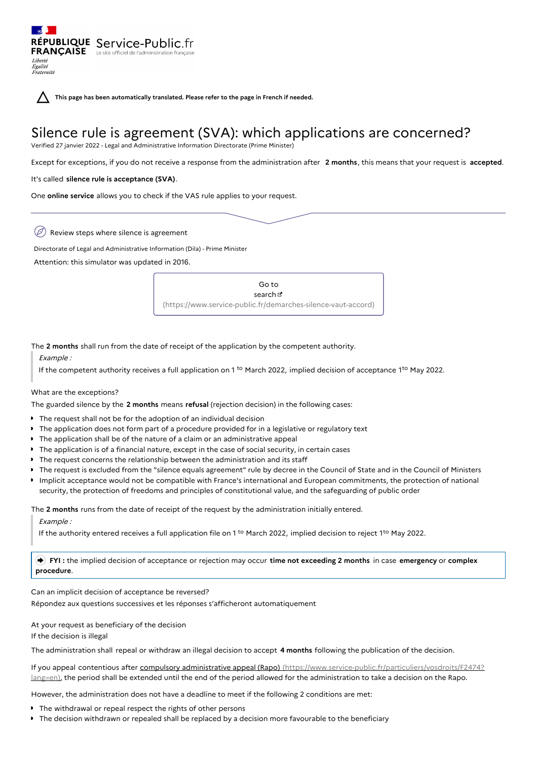RÉPUBLIQUE FRANÇAISE
Liberté
Égalité
Fraternité

Service-Public.fr
Le site officiel de l'administration française

**This page has been automatically translated. Please refer to the page in French if needed.**

# Silence rule is agreement (SVA): which applications are concerned?

Verified 27 janvier 2022 - Legal and Administrative Information Directorate (Prime Minister)

Except for exceptions, if you do not receive a response from the administration after **2 months**, this means that your request is **accepted**.

It's called **silence rule is acceptance (SVA)**.

One **online service** allows you to check if the VAS rule applies to your request.

Review steps where silence is agreement

Directorate of Legal and Administrative Information (Dila) - Prime Minister

Attention: this simulator was updated in 2016.

Go to search (https://www.service-public.fr/demarches-silence-vaut-accord)

The **2 months** shall run from the date of receipt of the application by the competent authority.

> *Example :*
>
> If the competent authority receives a full application on 1 to March 2022, implied decision of acceptance 1to May 2022.

What are the exceptions?

The guarded silence by the **2 months** means **refusal** (rejection decision) in the following cases:

- The request shall not be for the adoption of an individual decision
- The application does not form part of a procedure provided for in a legislative or regulatory text
- The application shall be of the nature of a claim or an administrative appeal
- The application is of a financial nature, except in the case of social security, in certain cases
- The request concerns the relationship between the administration and its staff
- The request is excluded from the "silence equals agreement" rule by decree in the Council of State and in the Council of Ministers
- Implicit acceptance would not be compatible with France's international and European commitments, the protection of national security, the protection of freedoms and principles of constitutional value, and the safeguarding of public order

The **2 months** runs from the date of receipt of the request by the administration initially entered.

> *Example :*
>
> If the authority entered receives a full application file on 1 to March 2022, implied decision to reject 1to May 2022.

**FYI :** the implied decision of acceptance or rejection may occur **time not exceeding 2 months** in case **emergency** or **complex procedure**.

Can an implicit decision of acceptance be reversed?

Répondez aux questions successives et les réponses s'afficheront automatiquement

At your request as beneficiary of the decision

If the decision is illegal

The administration shall repeal or withdraw an illegal decision to accept **4 months** following the publication of the decision.

If you appeal contentious after compulsory administrative appeal (Rapo) (https://www.service-public.fr/particuliers/vosdroits/F2474?lang=en), the period shall be extended until the end of the period allowed for the administration to take a decision on the Rapo.

However, the administration does not have a deadline to meet if the following 2 conditions are met:

- The withdrawal or repeal respect the rights of other persons
- The decision withdrawn or repealed shall be replaced by a decision more favourable to the beneficiary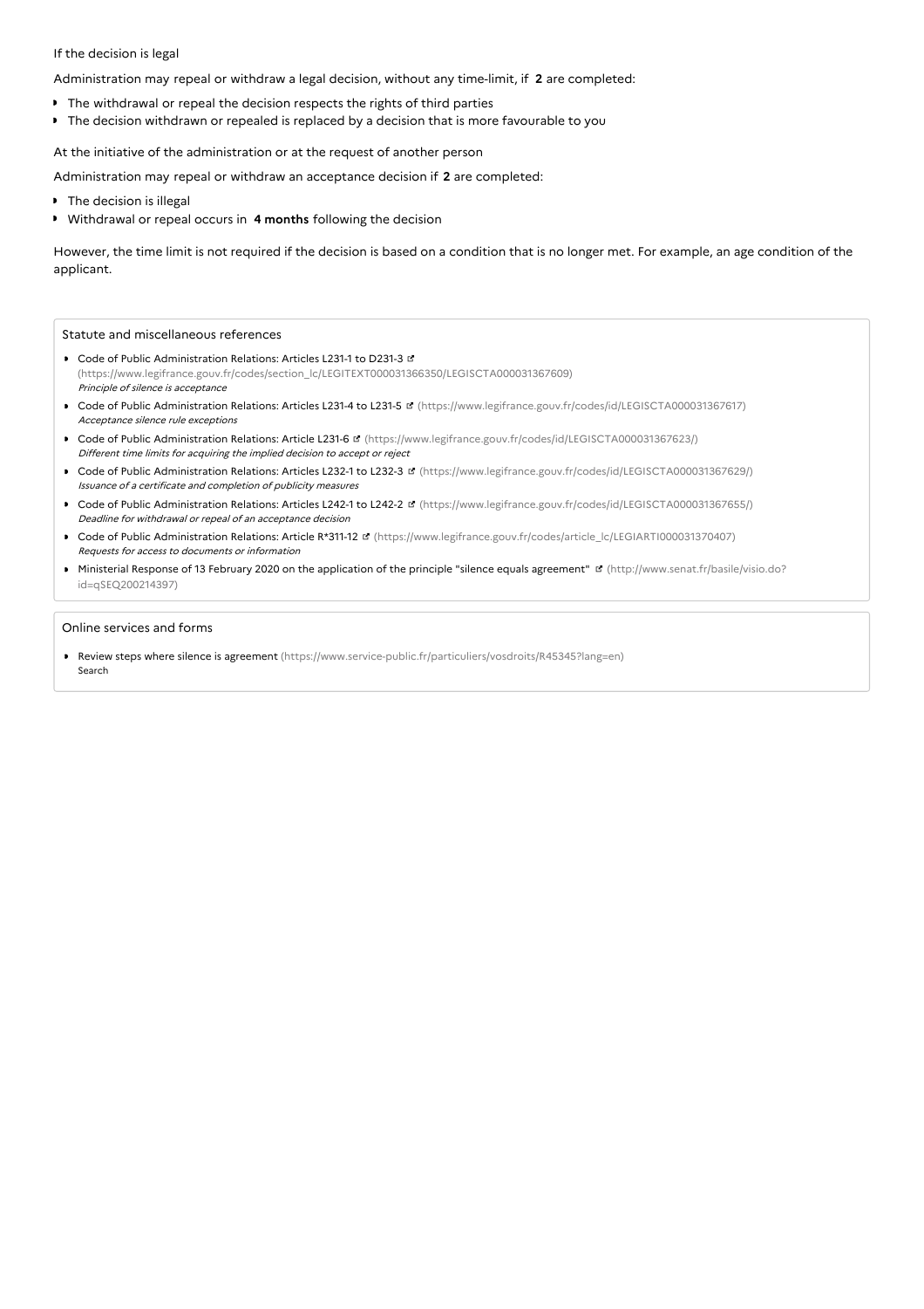If the decision is legal

Administration may repeal or withdraw a legal decision, without any time-limit, if **2** are completed:

- The withdrawal or repeal the decision respects the rights of third parties
- The decision withdrawn or repealed is replaced by a decision that is more favourable to you

At the initiative of the administration or at the request of another person

Administration may repeal or withdraw an acceptance decision if **2** are completed:

- The decision is illegal
- Withdrawal or repeal occurs in **4 months** following the decision

However, the time limit is not required if the decision is based on a condition that is no longer met. For example, an age condition of the applicant.

Statute and miscellaneous references

- Code of Public Administration Relations: Articles L231-1 to D231-3 (https://www.legifrance.gouv.fr/codes/section_lc/LEGITEXT000031366350/LEGISCTA000031367609)
  *Principle of silence is acceptance*
- Code of Public Administration Relations: Articles L231-4 to L231-5 (https://www.legifrance.gouv.fr/codes/id/LEGISCTA000031367617)
  *Acceptance silence rule exceptions*
- Code of Public Administration Relations: Article L231-6 (https://www.legifrance.gouv.fr/codes/id/LEGISCTA000031367623/)
  *Different time limits for acquiring the implied decision to accept or reject*
- Code of Public Administration Relations: Articles L232-1 to L232-3 (https://www.legifrance.gouv.fr/codes/id/LEGISCTA000031367629/)
  *Issuance of a certificate and completion of publicity measures*
- Code of Public Administration Relations: Articles L242-1 to L242-2 (https://www.legifrance.gouv.fr/codes/id/LEGISCTA000031367655/)
  *Deadline for withdrawal or repeal of an acceptance decision*
- Code of Public Administration Relations: Article R*311-12 (https://www.legifrance.gouv.fr/codes/article_lc/LEGIARTI000031370407)
  *Requests for access to documents or information*
- Ministerial Response of 13 February 2020 on the application of the principle "silence equals agreement" (http://www.senat.fr/basile/visio.do?id=qSEQ200214397)

Online services and forms

- Review steps where silence is agreement (https://www.service-public.fr/particuliers/vosdroits/R45345?lang=en)
  Search